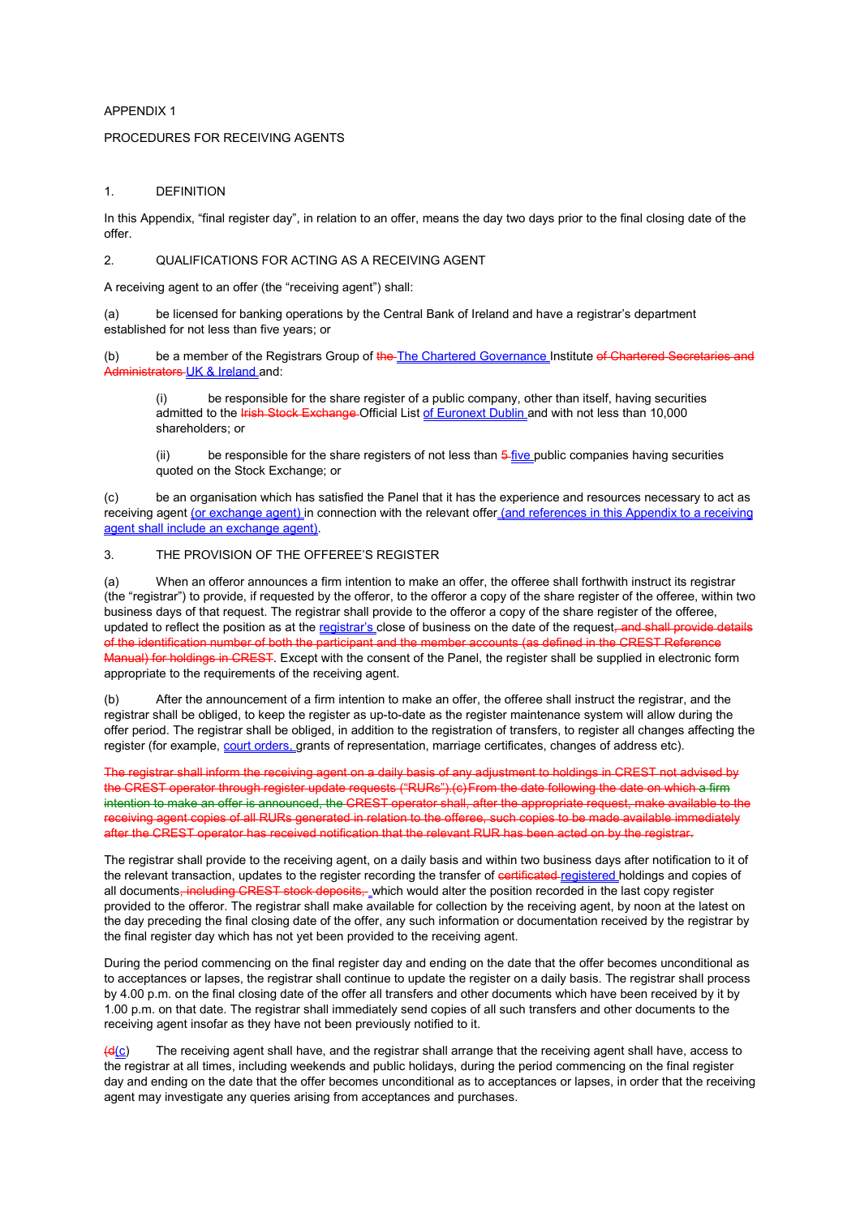APPENDIX 1

PROCEDURES FOR RECEIVING AGENTS

1. DEFINITION

In this Appendix, "final register day", in relation to an offer, means the day two days prior to the final closing date of the offer.

2. QUALIFICATIONS FOR ACTING AS A RECEIVING AGENT

A receiving agent to an offer (the "receiving agent") shall:

(a) be licensed for banking operations by the Central Bank of Ireland and have a registrar's department established for not less than five years; or

(b) be a member of the Registrars Group of ~~the~~ The Chartered Governance Institute ~~of Chartered Secretaries and Administrators~~ UK & Ireland and:

> (i) be responsible for the share register of a public company, other than itself, having securities admitted to the ~~Irish Stock Exchange~~ Official List of Euronext Dublin and with not less than 10,000 shareholders; or
>
> (ii) be responsible for the share registers of not less than ~~5~~ five public companies having securities quoted on the Stock Exchange; or

(c) be an organisation which has satisfied the Panel that it has the experience and resources necessary to act as receiving agent (or exchange agent) in connection with the relevant offer (and references in this Appendix to a receiving agent shall include an exchange agent).

3. THE PROVISION OF THE OFFEREE'S REGISTER

(a) When an offeror announces a firm intention to make an offer, the offeree shall forthwith instruct its registrar (the "registrar") to provide, if requested by the offeror, to the offeror a copy of the share register of the offeree, within two business days of that request. The registrar shall provide to the offeror a copy of the share register of the offeree, updated to reflect the position as at the registrar's close of business on the date of the request~~, and shall provide details of the identification number of both the participant and the member accounts (as defined in the CREST Reference Manual) for holdings in CREST~~. Except with the consent of the Panel, the register shall be supplied in electronic form appropriate to the requirements of the receiving agent.

(b) After the announcement of a firm intention to make an offer, the offeree shall instruct the registrar, and the registrar shall be obliged, to keep the register as up-to-date as the register maintenance system will allow during the offer period. The registrar shall be obliged, in addition to the registration of transfers, to register all changes affecting the register (for example, court orders, grants of representation, marriage certificates, changes of address etc).

~~The registrar shall inform the receiving agent on a daily basis of any adjustment to holdings in CREST not advised by the CREST operator through register update requests ("RURs").(c) From the date following the date on which a firm intention to make an offer is announced, the CREST operator shall, after the appropriate request, make available to the receiving agent copies of all RURs generated in relation to the offeree, such copies to be made available immediately after the CREST operator has received notification that the relevant RUR has been acted on by the registrar.~~

The registrar shall provide to the receiving agent, on a daily basis and within two business days after notification to it of the relevant transaction, updates to the register recording the transfer of ~~certificated~~ registered holdings and copies of all documents~~, including CREST stock deposits,~~ which would alter the position recorded in the last copy register provided to the offeror. The registrar shall make available for collection by the receiving agent, by noon at the latest on the day preceding the final closing date of the offer, any such information or documentation received by the registrar by the final register day which has not yet been provided to the receiving agent.

During the period commencing on the final register day and ending on the date that the offer becomes unconditional as to acceptances or lapses, the registrar shall continue to update the register on a daily basis. The registrar shall process by 4.00 p.m. on the final closing date of the offer all transfers and other documents which have been received by it by 1.00 p.m. on that date. The registrar shall immediately send copies of all such transfers and other documents to the receiving agent insofar as they have not been previously notified to it.

~~(d~~(c) The receiving agent shall have, and the registrar shall arrange that the receiving agent shall have, access to the registrar at all times, including weekends and public holidays, during the period commencing on the final register day and ending on the date that the offer becomes unconditional as to acceptances or lapses, in order that the receiving agent may investigate any queries arising from acceptances and purchases.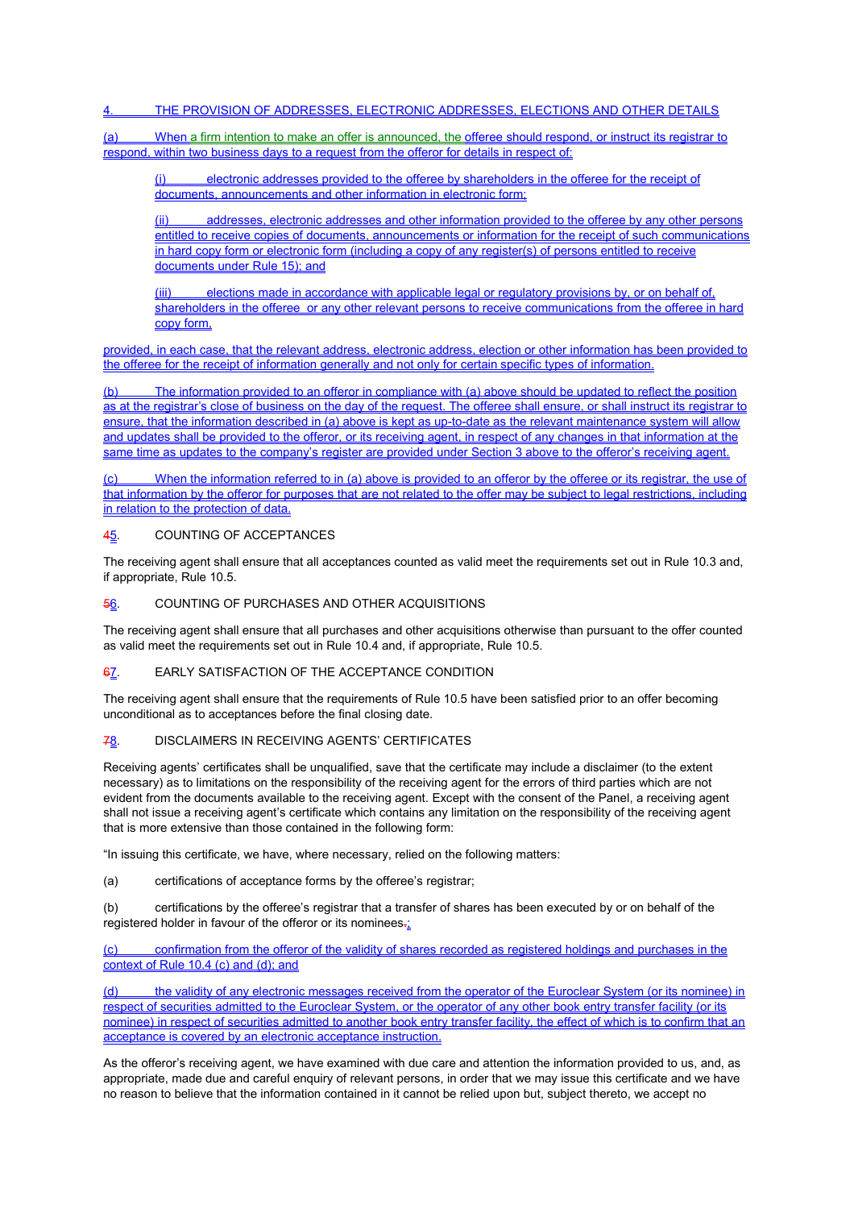4. THE PROVISION OF ADDRESSES, ELECTRONIC ADDRESSES, ELECTIONS AND OTHER DETAILS

(a) When a firm intention to make an offer is announced, the offeree should respond, or instruct its registrar to respond, within two business days to a request from the offeror for details in respect of:

(i) electronic addresses provided to the offeree by shareholders in the offeree for the receipt of documents, announcements and other information in electronic form;

(ii) addresses, electronic addresses and other information provided to the offeree by any other persons entitled to receive copies of documents, announcements or information for the receipt of such communications in hard copy form or electronic form (including a copy of any register(s) of persons entitled to receive documents under Rule 15); and

(iii) elections made in accordance with applicable legal or regulatory provisions by, or on behalf of, shareholders in the offeree or any other relevant persons to receive communications from the offeree in hard copy form,

provided, in each case, that the relevant address, electronic address, election or other information has been provided to the offeree for the receipt of information generally and not only for certain specific types of information.

(b) The information provided to an offeror in compliance with (a) above should be updated to reflect the position as at the registrar's close of business on the day of the request. The offeree shall ensure, or shall instruct its registrar to ensure, that the information described in (a) above is kept as up-to-date as the relevant maintenance system will allow and updates shall be provided to the offeror, or its receiving agent, in respect of any changes in that information at the same time as updates to the company's register are provided under Section 3 above to the offeror's receiving agent.

(c) When the information referred to in (a) above is provided to an offeror by the offeree or its registrar, the use of that information by the offeror for purposes that are not related to the offer may be subject to legal restrictions, including in relation to the protection of data.

~~4~~5. COUNTING OF ACCEPTANCES

The receiving agent shall ensure that all acceptances counted as valid meet the requirements set out in Rule 10.3 and, if appropriate, Rule 10.5.

~~5~~6. COUNTING OF PURCHASES AND OTHER ACQUISITIONS

The receiving agent shall ensure that all purchases and other acquisitions otherwise than pursuant to the offer counted as valid meet the requirements set out in Rule 10.4 and, if appropriate, Rule 10.5.

~~6~~7. EARLY SATISFACTION OF THE ACCEPTANCE CONDITION

The receiving agent shall ensure that the requirements of Rule 10.5 have been satisfied prior to an offer becoming unconditional as to acceptances before the final closing date.

~~7~~8. DISCLAIMERS IN RECEIVING AGENTS' CERTIFICATES

Receiving agents' certificates shall be unqualified, save that the certificate may include a disclaimer (to the extent necessary) as to limitations on the responsibility of the receiving agent for the errors of third parties which are not evident from the documents available to the receiving agent. Except with the consent of the Panel, a receiving agent shall not issue a receiving agent's certificate which contains any limitation on the responsibility of the receiving agent that is more extensive than those contained in the following form:

"In issuing this certificate, we have, where necessary, relied on the following matters:

(a) certifications of acceptance forms by the offeree's registrar;

(b) certifications by the offeree's registrar that a transfer of shares has been executed by or on behalf of the registered holder in favour of the offeror or its nominees~~.~~;

(c) confirmation from the offeror of the validity of shares recorded as registered holdings and purchases in the context of Rule 10.4 (c) and (d); and

(d) the validity of any electronic messages received from the operator of the Euroclear System (or its nominee) in respect of securities admitted to the Euroclear System, or the operator of any other book entry transfer facility (or its nominee) in respect of securities admitted to another book entry transfer facility, the effect of which is to confirm that an acceptance is covered by an electronic acceptance instruction.

As the offeror's receiving agent, we have examined with due care and attention the information provided to us, and, as appropriate, made due and careful enquiry of relevant persons, in order that we may issue this certificate and we have no reason to believe that the information contained in it cannot be relied upon but, subject thereto, we accept no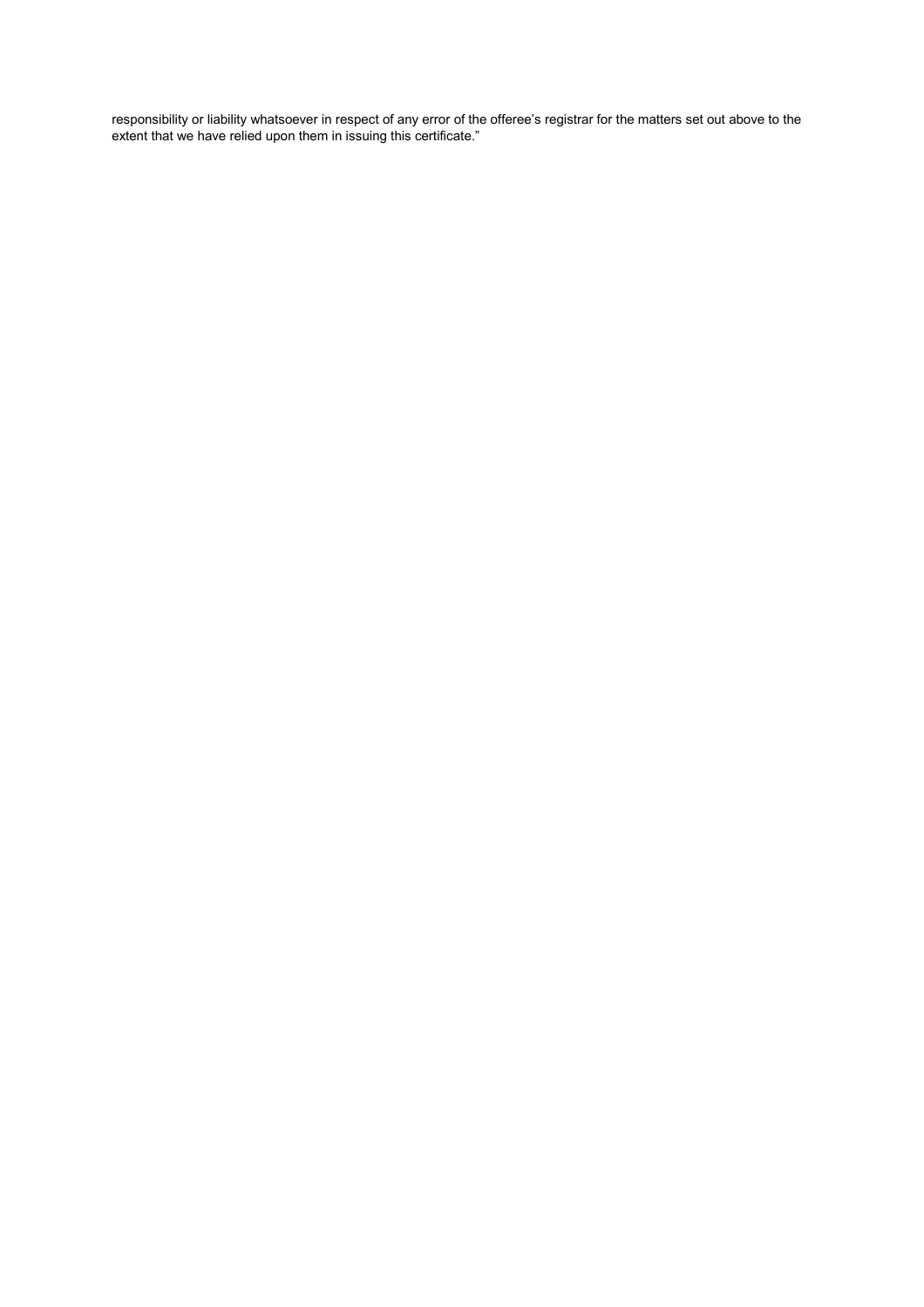responsibility or liability whatsoever in respect of any error of the offeree's registrar for the matters set out above to the extent that we have relied upon them in issuing this certificate."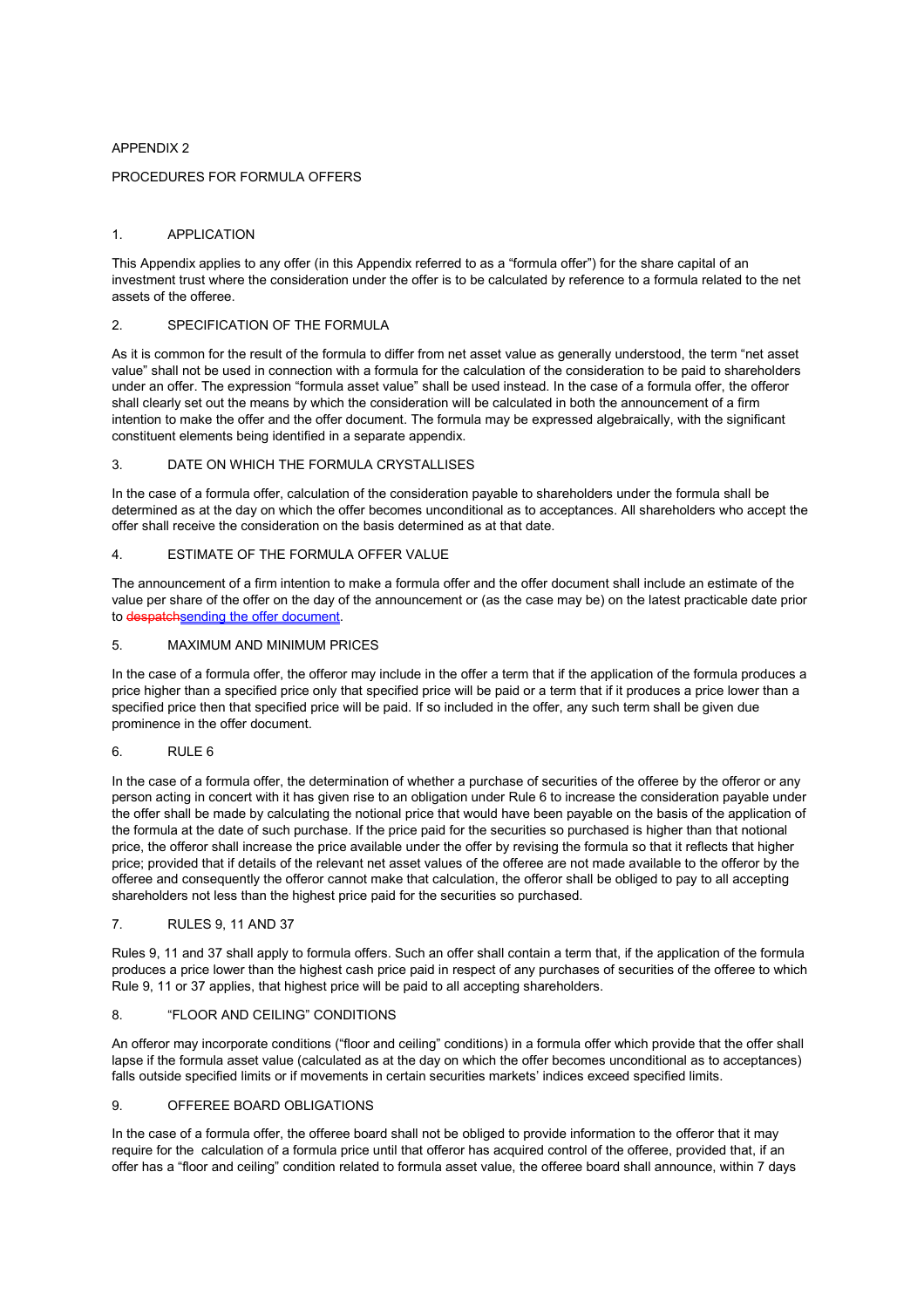APPENDIX 2

PROCEDURES FOR FORMULA OFFERS

1. APPLICATION

This Appendix applies to any offer (in this Appendix referred to as a "formula offer") for the share capital of an investment trust where the consideration under the offer is to be calculated by reference to a formula related to the net assets of the offeree.

2. SPECIFICATION OF THE FORMULA

As it is common for the result of the formula to differ from net asset value as generally understood, the term "net asset value" shall not be used in connection with a formula for the calculation of the consideration to be paid to shareholders under an offer. The expression "formula asset value" shall be used instead. In the case of a formula offer, the offeror shall clearly set out the means by which the consideration will be calculated in both the announcement of a firm intention to make the offer and the offer document. The formula may be expressed algebraically, with the significant constituent elements being identified in a separate appendix.

3. DATE ON WHICH THE FORMULA CRYSTALLISES

In the case of a formula offer, calculation of the consideration payable to shareholders under the formula shall be determined as at the day on which the offer becomes unconditional as to acceptances. All shareholders who accept the offer shall receive the consideration on the basis determined as at that date.

4. ESTIMATE OF THE FORMULA OFFER VALUE

The announcement of a firm intention to make a formula offer and the offer document shall include an estimate of the value per share of the offer on the day of the announcement or (as the case may be) on the latest practicable date prior to ~~despatch~~sending the offer document.

5. MAXIMUM AND MINIMUM PRICES

In the case of a formula offer, the offeror may include in the offer a term that if the application of the formula produces a price higher than a specified price only that specified price will be paid or a term that if it produces a price lower than a specified price then that specified price will be paid. If so included in the offer, any such term shall be given due prominence in the offer document.

6. RULE 6

In the case of a formula offer, the determination of whether a purchase of securities of the offeree by the offeror or any person acting in concert with it has given rise to an obligation under Rule 6 to increase the consideration payable under the offer shall be made by calculating the notional price that would have been payable on the basis of the application of the formula at the date of such purchase. If the price paid for the securities so purchased is higher than that notional price, the offeror shall increase the price available under the offer by revising the formula so that it reflects that higher price; provided that if details of the relevant net asset values of the offeree are not made available to the offeror by the offeree and consequently the offeror cannot make that calculation, the offeror shall be obliged to pay to all accepting shareholders not less than the highest price paid for the securities so purchased.

7. RULES 9, 11 AND 37

Rules 9, 11 and 37 shall apply to formula offers. Such an offer shall contain a term that, if the application of the formula produces a price lower than the highest cash price paid in respect of any purchases of securities of the offeree to which Rule 9, 11 or 37 applies, that highest price will be paid to all accepting shareholders.

8. "FLOOR AND CEILING" CONDITIONS

An offeror may incorporate conditions ("floor and ceiling" conditions) in a formula offer which provide that the offer shall lapse if the formula asset value (calculated as at the day on which the offer becomes unconditional as to acceptances) falls outside specified limits or if movements in certain securities markets' indices exceed specified limits.

9. OFFEREE BOARD OBLIGATIONS

In the case of a formula offer, the offeree board shall not be obliged to provide information to the offeror that it may require for the calculation of a formula price until that offeror has acquired control of the offeree, provided that, if an offer has a "floor and ceiling" condition related to formula asset value, the offeree board shall announce, within 7 days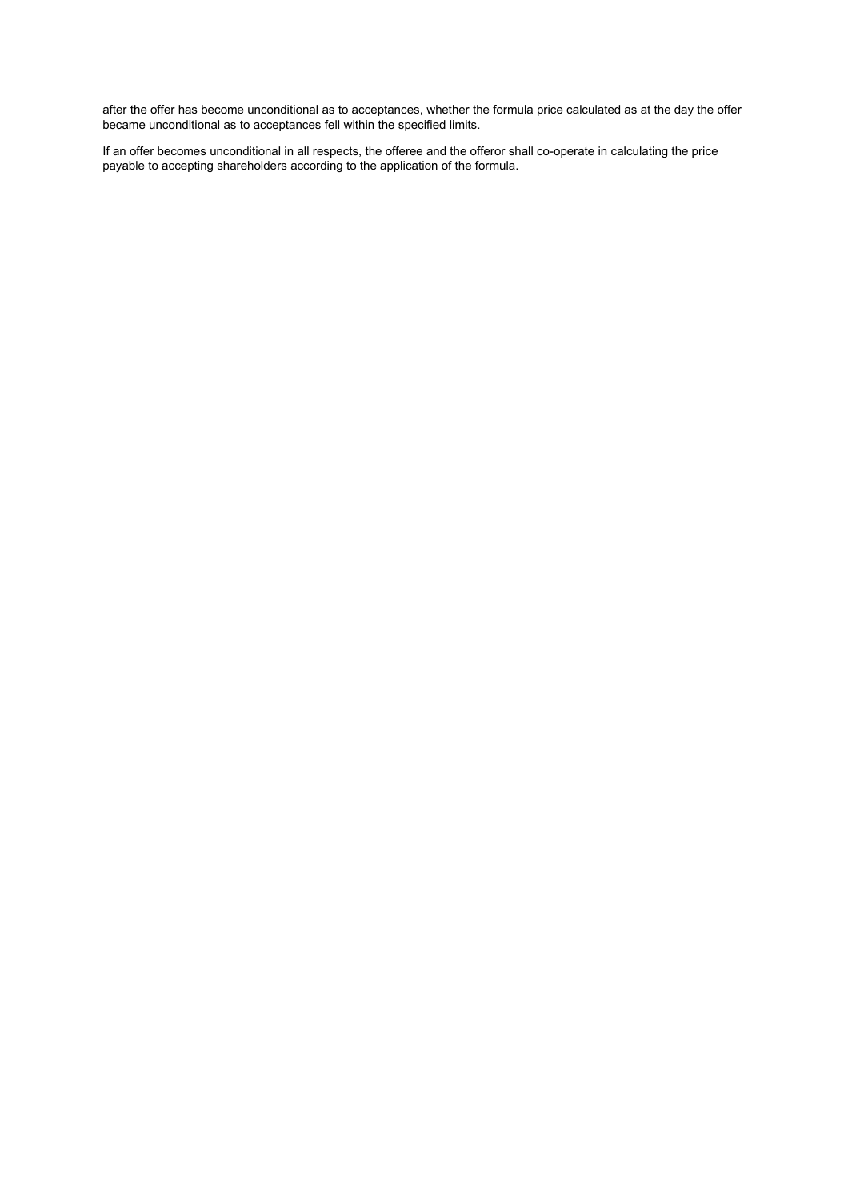after the offer has become unconditional as to acceptances, whether the formula price calculated as at the day the offer became unconditional as to acceptances fell within the specified limits.

If an offer becomes unconditional in all respects, the offeree and the offeror shall co-operate in calculating the price payable to accepting shareholders according to the application of the formula.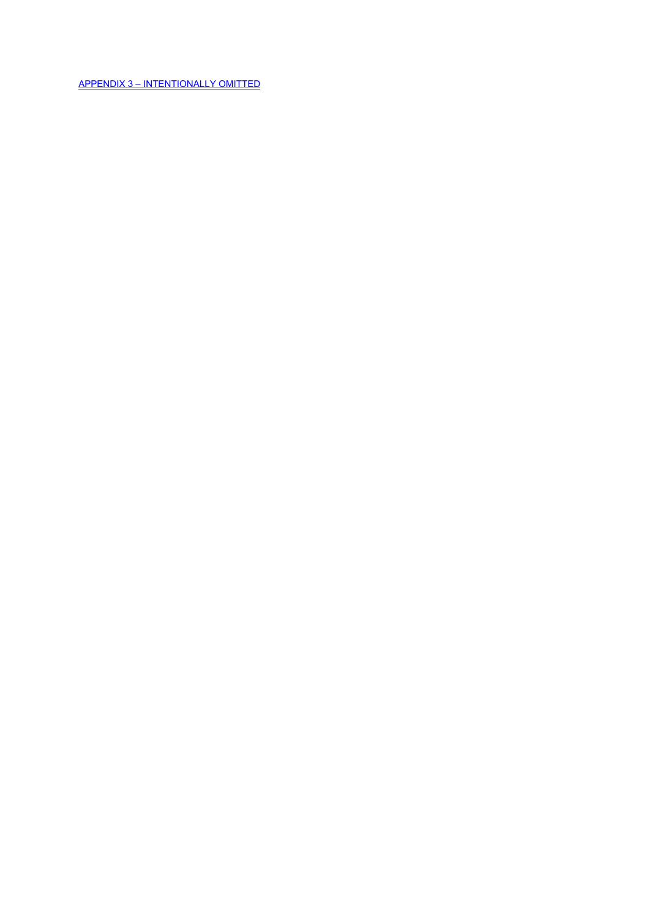APPENDIX 3 – INTENTIONALLY OMITTED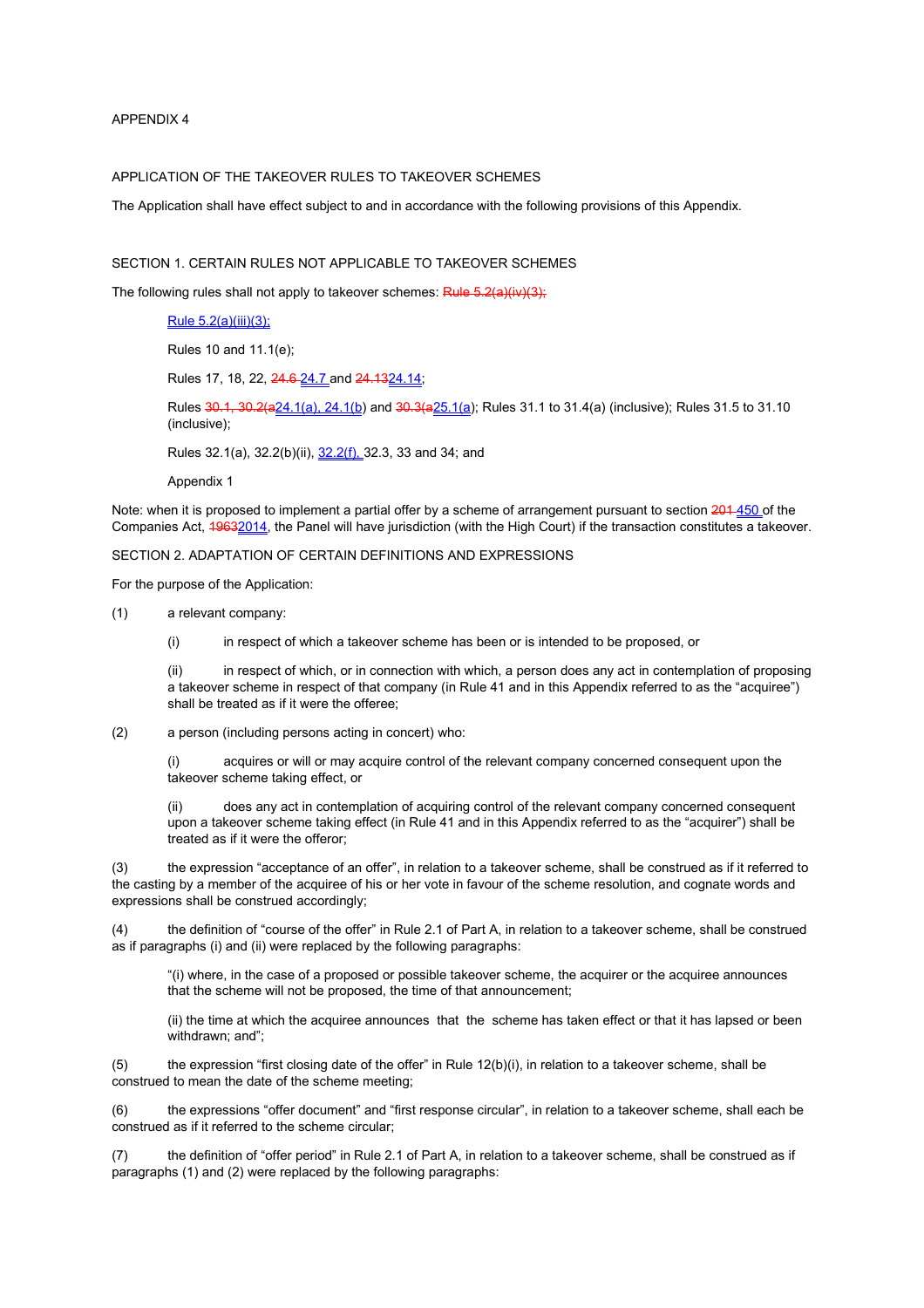APPENDIX 4

APPLICATION OF THE TAKEOVER RULES TO TAKEOVER SCHEMES

The Application shall have effect subject to and in accordance with the following provisions of this Appendix.

SECTION 1. CERTAIN RULES NOT APPLICABLE TO TAKEOVER SCHEMES

The following rules shall not apply to takeover schemes: ~~Rule 5.2(a)(iv)(3);~~

> Rule 5.2(a)(iii)(3);
>
> Rules 10 and 11.1(e);
>
> Rules 17, 18, 22, ~~24.6~~ 24.7 and ~~24.13~~24.14;
>
> Rules ~~30.1, 30.2(a~~24.1(a), 24.1(b) and ~~30.3(a~~25.1(a); Rules 31.1 to 31.4(a) (inclusive); Rules 31.5 to 31.10 (inclusive);
>
> Rules 32.1(a), 32.2(b)(ii), 32.2(f), 32.3, 33 and 34; and
>
> Appendix 1

Note: when it is proposed to implement a partial offer by a scheme of arrangement pursuant to section ~~201~~ 450 of the Companies Act, ~~1963~~2014, the Panel will have jurisdiction (with the High Court) if the transaction constitutes a takeover.

SECTION 2. ADAPTATION OF CERTAIN DEFINITIONS AND EXPRESSIONS

For the purpose of the Application:

(1) a relevant company:

> (i) in respect of which a takeover scheme has been or is intended to be proposed, or
>
> (ii) in respect of which, or in connection with which, a person does any act in contemplation of proposing a takeover scheme in respect of that company (in Rule 41 and in this Appendix referred to as the "acquiree") shall be treated as if it were the offeree;

(2) a person (including persons acting in concert) who:

> (i) acquires or will or may acquire control of the relevant company concerned consequent upon the takeover scheme taking effect, or
>
> (ii) does any act in contemplation of acquiring control of the relevant company concerned consequent upon a takeover scheme taking effect (in Rule 41 and in this Appendix referred to as the "acquirer") shall be treated as if it were the offeror;

(3) the expression "acceptance of an offer", in relation to a takeover scheme, shall be construed as if it referred to the casting by a member of the acquiree of his or her vote in favour of the scheme resolution, and cognate words and expressions shall be construed accordingly;

(4) the definition of "course of the offer" in Rule 2.1 of Part A, in relation to a takeover scheme, shall be construed as if paragraphs (i) and (ii) were replaced by the following paragraphs:

> "(i) where, in the case of a proposed or possible takeover scheme, the acquirer or the acquiree announces that the scheme will not be proposed, the time of that announcement;
>
> (ii) the time at which the acquiree announces that the scheme has taken effect or that it has lapsed or been withdrawn; and";

(5) the expression "first closing date of the offer" in Rule 12(b)(i), in relation to a takeover scheme, shall be construed to mean the date of the scheme meeting;

(6) the expressions "offer document" and "first response circular", in relation to a takeover scheme, shall each be construed as if it referred to the scheme circular;

(7) the definition of "offer period" in Rule 2.1 of Part A, in relation to a takeover scheme, shall be construed as if paragraphs (1) and (2) were replaced by the following paragraphs: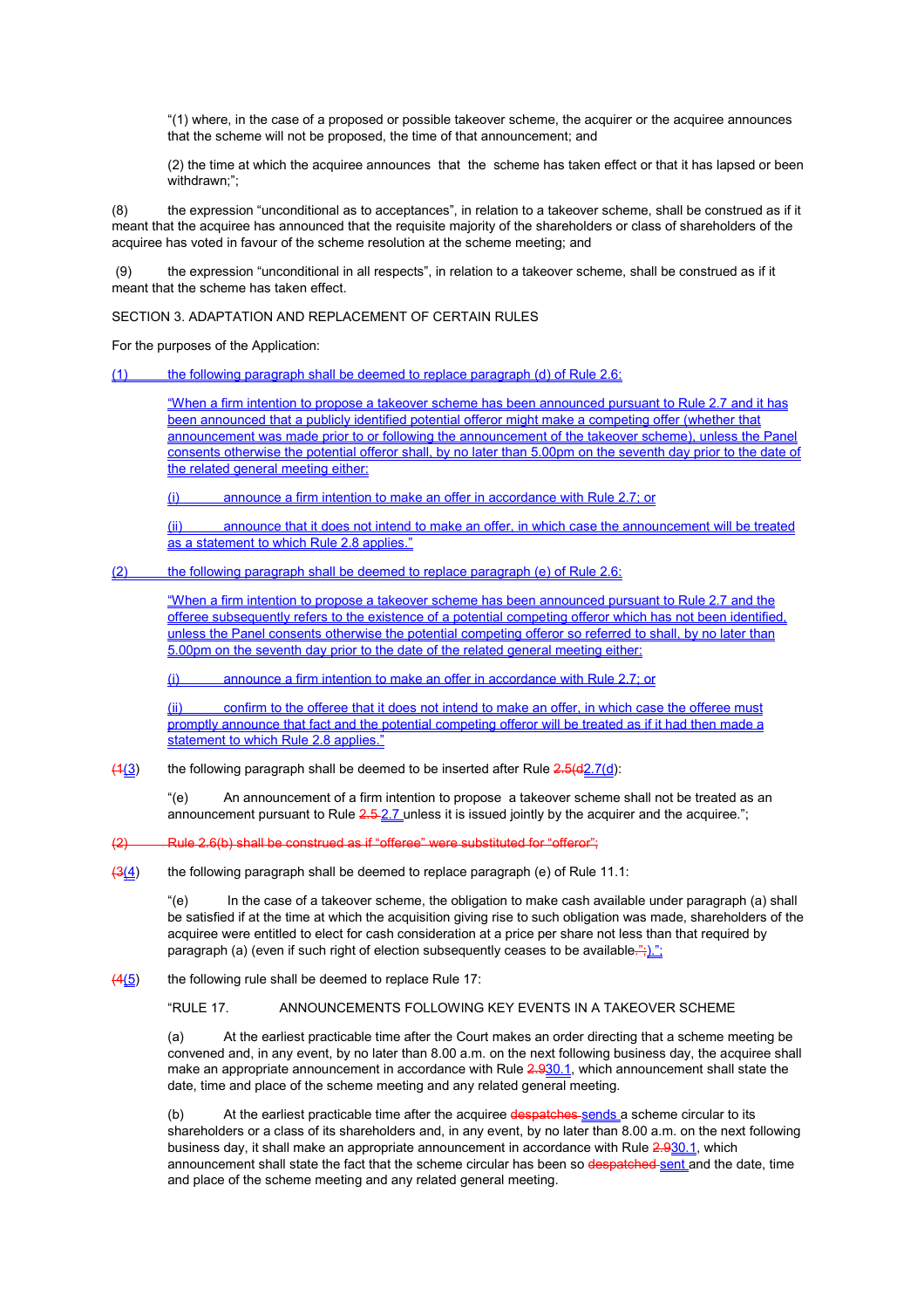"(1) where, in the case of a proposed or possible takeover scheme, the acquirer or the acquiree announces that the scheme will not be proposed, the time of that announcement; and

(2) the time at which the acquiree announces that the scheme has taken effect or that it has lapsed or been withdrawn;";

(8) the expression "unconditional as to acceptances", in relation to a takeover scheme, shall be construed as if it meant that the acquiree has announced that the requisite majority of the shareholders or class of shareholders of the acquiree has voted in favour of the scheme resolution at the scheme meeting; and

(9) the expression "unconditional in all respects", in relation to a takeover scheme, shall be construed as if it meant that the scheme has taken effect.

SECTION 3. ADAPTATION AND REPLACEMENT OF CERTAIN RULES

For the purposes of the Application:

(1) the following paragraph shall be deemed to replace paragraph (d) of Rule 2.6:

"When a firm intention to propose a takeover scheme has been announced pursuant to Rule 2.7 and it has been announced that a publicly identified potential offeror might make a competing offer (whether that announcement was made prior to or following the announcement of the takeover scheme), unless the Panel consents otherwise the potential offeror shall, by no later than 5.00pm on the seventh day prior to the date of the related general meeting either:

(i) announce a firm intention to make an offer in accordance with Rule 2.7; or

(ii) announce that it does not intend to make an offer, in which case the announcement will be treated as a statement to which Rule 2.8 applies."

(2) the following paragraph shall be deemed to replace paragraph (e) of Rule 2.6:

"When a firm intention to propose a takeover scheme has been announced pursuant to Rule 2.7 and the offeree subsequently refers to the existence of a potential competing offeror which has not been identified, unless the Panel consents otherwise the potential competing offeror so referred to shall, by no later than 5.00pm on the seventh day prior to the date of the related general meeting either:

(i) announce a firm intention to make an offer in accordance with Rule 2.7; or

(ii) confirm to the offeree that it does not intend to make an offer, in which case the offeree must promptly announce that fact and the potential competing offeror will be treated as if it had then made a statement to which Rule 2.8 applies."

~~(1~~(3) the following paragraph shall be deemed to be inserted after Rule ~~2.5(d~~2.7(d):

"(e) An announcement of a firm intention to propose a takeover scheme shall not be treated as an announcement pursuant to Rule ~~2.5~~ 2.7 unless it is issued jointly by the acquirer and the acquiree.";

~~(2) Rule 2.6(b) shall be construed as if "offeree" were substituted for "offeror";~~

~~(3~~(4) the following paragraph shall be deemed to replace paragraph (e) of Rule 11.1:

"(e) In the case of a takeover scheme, the obligation to make cash available under paragraph (a) shall be satisfied if at the time at which the acquisition giving rise to such obligation was made, shareholders of the acquiree were entitled to elect for cash consideration at a price per share not less than that required by paragraph (a) (even if such right of election subsequently ceases to be available~~.";~~).";

~~(4~~(5) the following rule shall be deemed to replace Rule 17:

"RULE 17. ANNOUNCEMENTS FOLLOWING KEY EVENTS IN A TAKEOVER SCHEME

(a) At the earliest practicable time after the Court makes an order directing that a scheme meeting be convened and, in any event, by no later than 8.00 a.m. on the next following business day, the acquiree shall make an appropriate announcement in accordance with Rule ~~2.9~~30.1, which announcement shall state the date, time and place of the scheme meeting and any related general meeting.

(b) At the earliest practicable time after the acquiree ~~despatches~~ sends a scheme circular to its shareholders or a class of its shareholders and, in any event, by no later than 8.00 a.m. on the next following business day, it shall make an appropriate announcement in accordance with Rule ~~2.9~~30.1, which announcement shall state the fact that the scheme circular has been so ~~despatched~~ sent and the date, time and place of the scheme meeting and any related general meeting.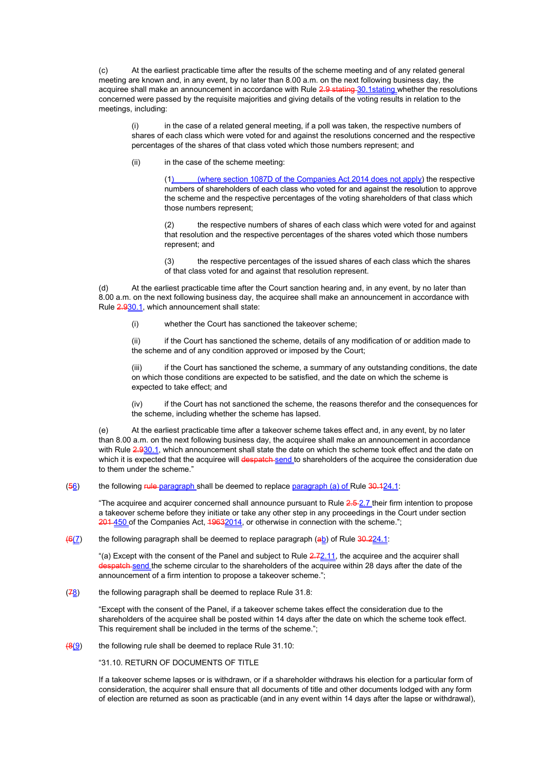(c) At the earliest practicable time after the results of the scheme meeting and of any related general meeting are known and, in any event, by no later than 8.00 a.m. on the next following business day, the acquiree shall make an announcement in accordance with Rule ~~2.9 stating~~ 30.1stating whether the resolutions concerned were passed by the requisite majorities and giving details of the voting results in relation to the meetings, including:

(i) in the case of a related general meeting, if a poll was taken, the respective numbers of shares of each class which were voted for and against the resolutions concerned and the respective percentages of the shares of that class voted which those numbers represent; and

(ii) in the case of the scheme meeting:

(1) (where section 1087D of the Companies Act 2014 does not apply) the respective numbers of shareholders of each class who voted for and against the resolution to approve the scheme and the respective percentages of the voting shareholders of that class which those numbers represent;

(2) the respective numbers of shares of each class which were voted for and against that resolution and the respective percentages of the shares voted which those numbers represent; and

(3) the respective percentages of the issued shares of each class which the shares of that class voted for and against that resolution represent.

(d) At the earliest practicable time after the Court sanction hearing and, in any event, by no later than 8.00 a.m. on the next following business day, the acquiree shall make an announcement in accordance with Rule ~~2.9~~30.1, which announcement shall state:

(i) whether the Court has sanctioned the takeover scheme;

(ii) if the Court has sanctioned the scheme, details of any modification of or addition made to the scheme and of any condition approved or imposed by the Court;

(iii) if the Court has sanctioned the scheme, a summary of any outstanding conditions, the date on which those conditions are expected to be satisfied, and the date on which the scheme is expected to take effect; and

(iv) if the Court has not sanctioned the scheme, the reasons therefor and the consequences for the scheme, including whether the scheme has lapsed.

(e) At the earliest practicable time after a takeover scheme takes effect and, in any event, by no later than 8.00 a.m. on the next following business day, the acquiree shall make an announcement in accordance with Rule ~~2.9~~30.1, which announcement shall state the date on which the scheme took effect and the date on which it is expected that the acquiree will ~~despatch~~ send to shareholders of the acquiree the consideration due to them under the scheme."

(~~5~~6) the following ~~rule~~ paragraph shall be deemed to replace paragraph (a) of Rule ~~30.1~~24.1:

"The acquiree and acquirer concerned shall announce pursuant to Rule ~~2.5~~ 2.7 their firm intention to propose a takeover scheme before they initiate or take any other step in any proceedings in the Court under section ~~201~~ 450 of the Companies Act, ~~1963~~2014, or otherwise in connection with the scheme.";

(~~6~~7) the following paragraph shall be deemed to replace paragraph (~~a~~b) of Rule ~~30.2~~24.1:

"(a) Except with the consent of the Panel and subject to Rule ~~2.7~~2.11, the acquiree and the acquirer shall ~~despatch~~ send the scheme circular to the shareholders of the acquiree within 28 days after the date of the announcement of a firm intention to propose a takeover scheme.";

(~~7~~8) the following paragraph shall be deemed to replace Rule 31.8:

"Except with the consent of the Panel, if a takeover scheme takes effect the consideration due to the shareholders of the acquiree shall be posted within 14 days after the date on which the scheme took effect. This requirement shall be included in the terms of the scheme.";

(~~8~~9) the following rule shall be deemed to replace Rule 31.10:

"31.10. RETURN OF DOCUMENTS OF TITLE

If a takeover scheme lapses or is withdrawn, or if a shareholder withdraws his election for a particular form of consideration, the acquirer shall ensure that all documents of title and other documents lodged with any form of election are returned as soon as practicable (and in any event within 14 days after the lapse or withdrawal),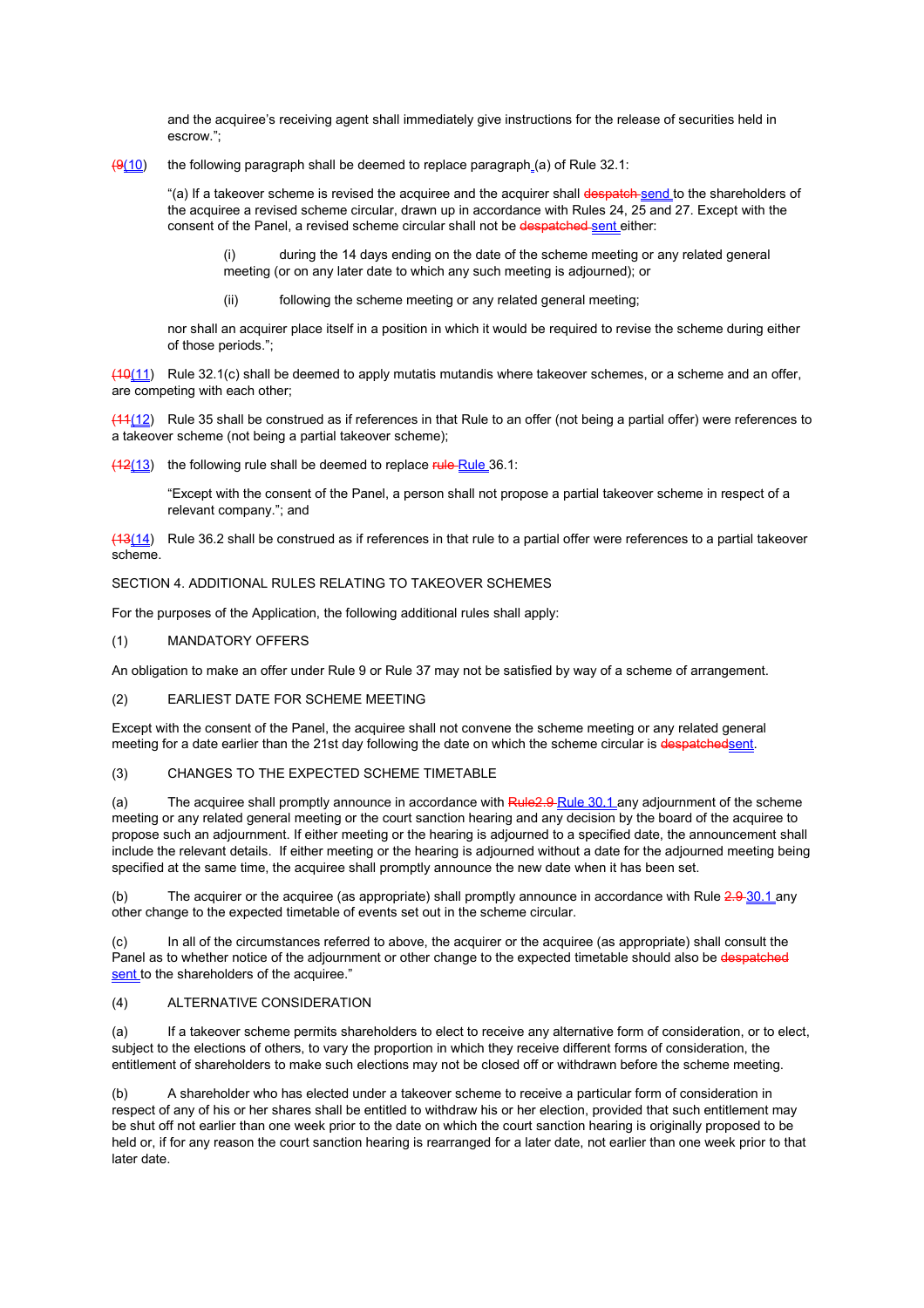and the acquiree's receiving agent shall immediately give instructions for the release of securities held in escrow.";

~~(9~~(10) the following paragraph shall be deemed to replace paragraph (a) of Rule 32.1:

"(a) If a takeover scheme is revised the acquiree and the acquirer shall ~~despatch~~ send to the shareholders of the acquiree a revised scheme circular, drawn up in accordance with Rules 24, 25 and 27. Except with the consent of the Panel, a revised scheme circular shall not be ~~despatched~~ sent either:

(i) during the 14 days ending on the date of the scheme meeting or any related general meeting (or on any later date to which any such meeting is adjourned); or

(ii) following the scheme meeting or any related general meeting;

nor shall an acquirer place itself in a position in which it would be required to revise the scheme during either of those periods.";

~~(10~~(11) Rule 32.1(c) shall be deemed to apply mutatis mutandis where takeover schemes, or a scheme and an offer, are competing with each other;

~~(11~~(12) Rule 35 shall be construed as if references in that Rule to an offer (not being a partial offer) were references to a takeover scheme (not being a partial takeover scheme);

~~(12~~(13) the following rule shall be deemed to replace ~~rule~~ Rule 36.1:

"Except with the consent of the Panel, a person shall not propose a partial takeover scheme in respect of a relevant company."; and

~~(13~~(14) Rule 36.2 shall be construed as if references in that rule to a partial offer were references to a partial takeover scheme.

## SECTION 4. ADDITIONAL RULES RELATING TO TAKEOVER SCHEMES

For the purposes of the Application, the following additional rules shall apply:

### (1) MANDATORY OFFERS

An obligation to make an offer under Rule 9 or Rule 37 may not be satisfied by way of a scheme of arrangement.

### (2) EARLIEST DATE FOR SCHEME MEETING

Except with the consent of the Panel, the acquiree shall not convene the scheme meeting or any related general meeting for a date earlier than the 21st day following the date on which the scheme circular is ~~despatched~~sent.

### (3) CHANGES TO THE EXPECTED SCHEME TIMETABLE

(a) The acquiree shall promptly announce in accordance with ~~Rule2.9~~ Rule 30.1 any adjournment of the scheme meeting or any related general meeting or the court sanction hearing and any decision by the board of the acquiree to propose such an adjournment. If either meeting or the hearing is adjourned to a specified date, the announcement shall include the relevant details. If either meeting or the hearing is adjourned without a date for the adjourned meeting being specified at the same time, the acquiree shall promptly announce the new date when it has been set.

(b) The acquirer or the acquiree (as appropriate) shall promptly announce in accordance with Rule ~~2.9~~ 30.1 any other change to the expected timetable of events set out in the scheme circular.

(c) In all of the circumstances referred to above, the acquirer or the acquiree (as appropriate) shall consult the Panel as to whether notice of the adjournment or other change to the expected timetable should also be ~~despatched~~ sent to the shareholders of the acquiree."

### (4) ALTERNATIVE CONSIDERATION

(a) If a takeover scheme permits shareholders to elect to receive any alternative form of consideration, or to elect, subject to the elections of others, to vary the proportion in which they receive different forms of consideration, the entitlement of shareholders to make such elections may not be closed off or withdrawn before the scheme meeting.

(b) A shareholder who has elected under a takeover scheme to receive a particular form of consideration in respect of any of his or her shares shall be entitled to withdraw his or her election, provided that such entitlement may be shut off not earlier than one week prior to the date on which the court sanction hearing is originally proposed to be held or, if for any reason the court sanction hearing is rearranged for a later date, not earlier than one week prior to that later date.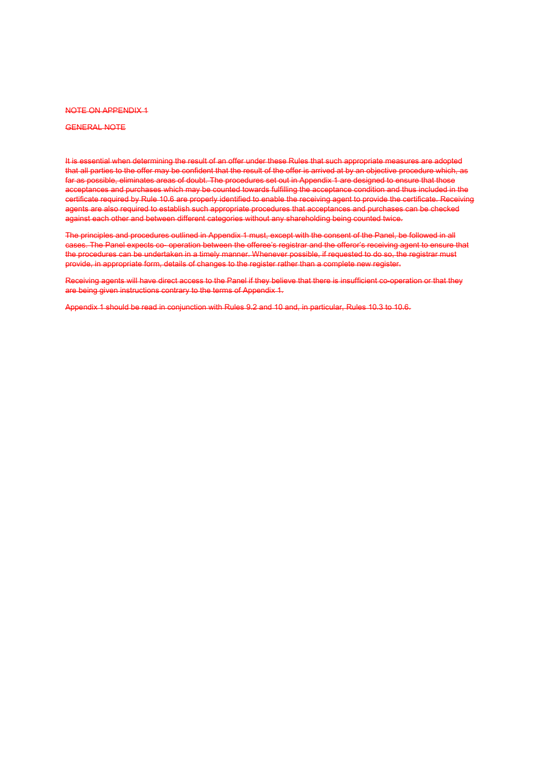~~NOTE ON APPENDIX 1~~

~~GENERAL NOTE~~

~~It is essential when determining the result of an offer under these Rules that such appropriate measures are adopted that all parties to the offer may be confident that the result of the offer is arrived at by an objective procedure which, as far as possible, eliminates areas of doubt. The procedures set out in Appendix 1 are designed to ensure that those acceptances and purchases which may be counted towards fulfilling the acceptance condition and thus included in the certificate required by Rule 10.6 are properly identified to enable the receiving agent to provide the certificate. Receiving agents are also required to establish such appropriate procedures that acceptances and purchases can be checked against each other and between different categories without any shareholding being counted twice.~~

~~The principles and procedures outlined in Appendix 1 must, except with the consent of the Panel, be followed in all cases. The Panel expects co- operation between the offeree's registrar and the offeror's receiving agent to ensure that the procedures can be undertaken in a timely manner. Whenever possible, if requested to do so, the registrar must provide, in appropriate form, details of changes to the register rather than a complete new register.~~

~~Receiving agents will have direct access to the Panel if they believe that there is insufficient co-operation or that they are being given instructions contrary to the terms of Appendix 1.~~

~~Appendix 1 should be read in conjunction with Rules 9.2 and 10 and, in particular, Rules 10.3 to 10.6.~~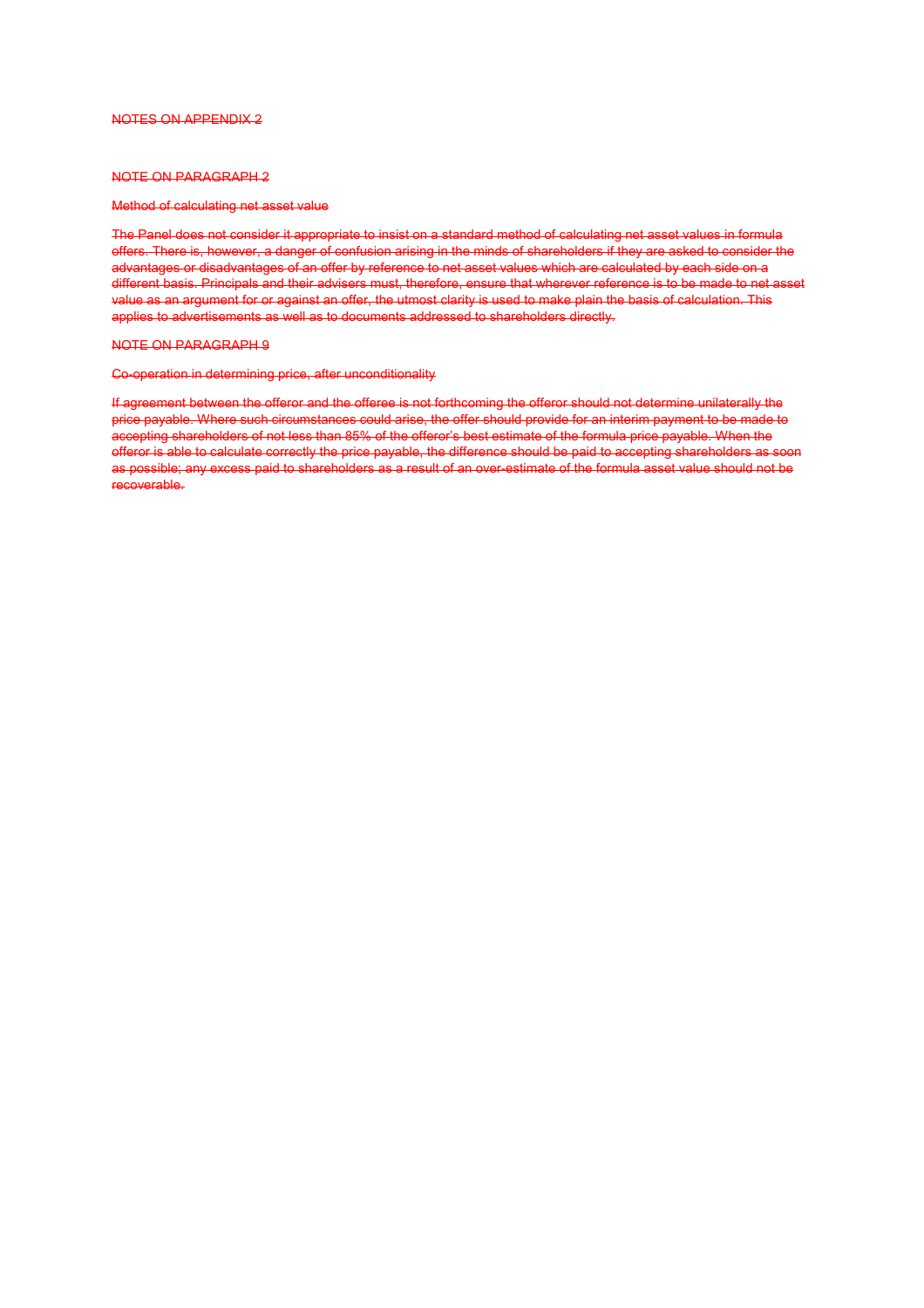~~NOTES ON APPENDIX 2~~

~~NOTE ON PARAGRAPH 2~~

~~Method of calculating net asset value~~

~~The Panel does not consider it appropriate to insist on a standard method of calculating net asset values in formula offers. There is, however, a danger of confusion arising in the minds of shareholders if they are asked to consider the advantages or disadvantages of an offer by reference to net asset values which are calculated by each side on a different basis. Principals and their advisers must, therefore, ensure that wherever reference is to be made to net asset value as an argument for or against an offer, the utmost clarity is used to make plain the basis of calculation. This applies to advertisements as well as to documents addressed to shareholders directly.~~

~~NOTE ON PARAGRAPH 9~~

~~Co-operation in determining price, after unconditionality~~

~~If agreement between the offeror and the offeree is not forthcoming the offeror should not determine unilaterally the price payable. Where such circumstances could arise, the offer should provide for an interim payment to be made to accepting shareholders of not less than 85% of the offeror's best estimate of the formula price payable. When the offeror is able to calculate correctly the price payable, the difference should be paid to accepting shareholders as soon as possible; any excess paid to shareholders as a result of an over-estimate of the formula asset value should not be recoverable.~~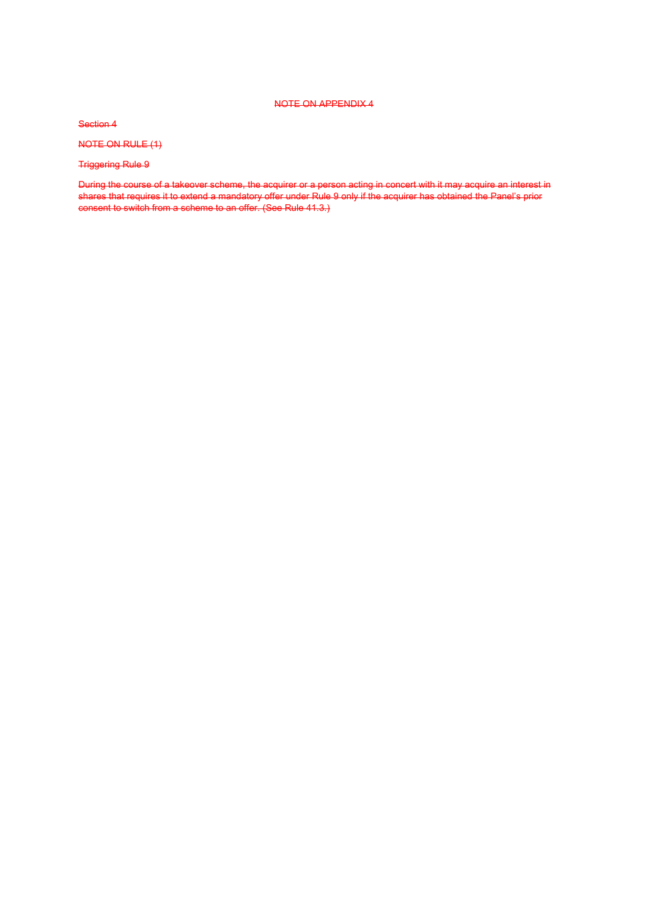~~NOTE ON APPENDIX 4~~

~~Section 4~~

~~NOTE ON RULE (1)~~

~~Triggering Rule 9~~

~~During the course of a takeover scheme, the acquirer or a person acting in concert with it may acquire an interest in shares that requires it to extend a mandatory offer under Rule 9 only if the acquirer has obtained the Panel's prior consent to switch from a scheme to an offer. (See Rule 41.3.)~~